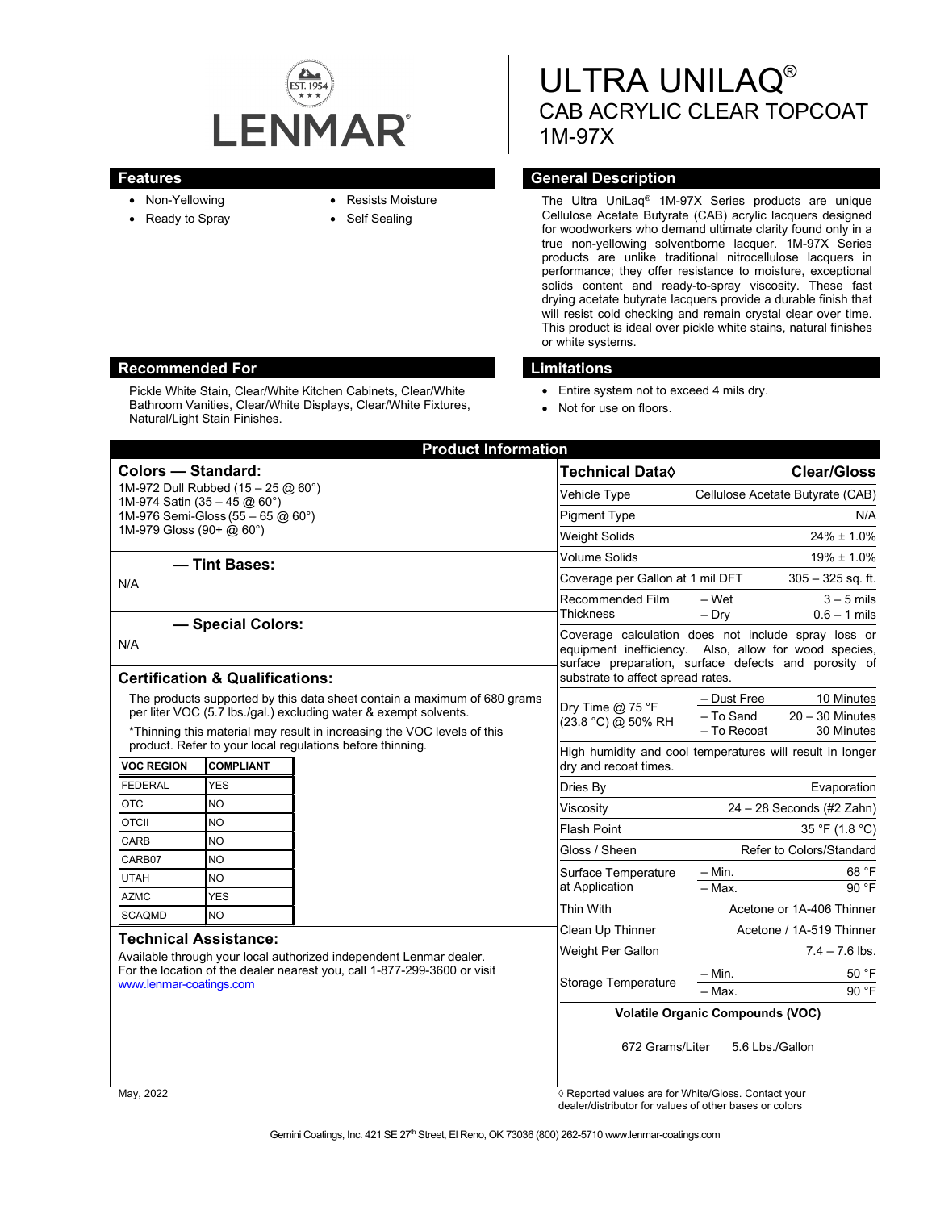LENMAR

# ULTRA UNILAQ®

## CAB ACRYLIC CLEAR TOPCOAT

## 1M-97X

### Features

- Non-Yellowing
- Ready to Spray
- Resists Moisture
- Self Sealing

### General Description

The Ultra UniLaq® 1M-97X Series products are unique Cellulose Acetate Butyrate (CAB) acrylic lacquers designed for woodworkers who demand ultimate clarity found only in a true non-yellowing solventborne lacquer. 1M-97X Series products are unlike traditional nitrocellulose lacquers in performance; they offer resistance to moisture, exceptional solids content and ready-to-spray viscosity. These fast drying acetate butyrate lacquers provide a durable finish that will resist cold checking and remain crystal clear over time. This product is ideal over pickle white stains, natural finishes or white systems.

### Recommended For

Pickle White Stain, Clear/White Kitchen Cabinets, Clear/White Bathroom Vanities, Clear/White Displays, Clear/White Fixtures, Natural/Light Stain Finishes.

### Limitations

- Entire system not to exceed 4 mils dry.
- Not for use on floors.

## Product Information

### Colors — Standard:

1M-972 Dull Rubbed (15 – 25 @ 60°)
1M-974 Satin (35 – 45 @ 60°)
1M-976 Semi-Gloss (55 – 65 @ 60°)
1M-979 Gloss (90+ @ 60°)

### — Tint Bases:

N/A

### — Special Colors:

N/A

### Certification & Qualifications:

The products supported by this data sheet contain a maximum of 680 grams per liter VOC (5.7 lbs./gal.) excluding water & exempt solvents.

*Thinning this material may result in increasing the VOC levels of this product. Refer to your local regulations before thinning.

| VOC REGION | COMPLIANT |
|---|---|
| FEDERAL | YES |
| OTC | NO |
| OTCII | NO |
| CARB | NO |
| CARB07 | NO |
| UTAH | NO |
| AZMC | YES |
| SCAQMD | NO |

### Technical Assistance:

Available through your local authorized independent Lenmar dealer. For the location of the dealer nearest you, call 1-877-299-3600 or visit www.lenmar-coatings.com

| Technical Data◊ | | Clear/Gloss |
|---|---|---|
| Vehicle Type | | Cellulose Acetate Butyrate (CAB) |
| Pigment Type | | N/A |
| Weight Solids | | 24% ± 1.0% |
| Volume Solids | | 19% ± 1.0% |
| Coverage per Gallon at 1 mil DFT | | 305 – 325 sq. ft. |
| Recommended Film Thickness | – Wet | 3 – 5 mils |
| | – Dry | 0.6 – 1 mils |
| Coverage calculation does not include spray loss or equipment inefficiency. Also, allow for wood species, surface preparation, surface defects and porosity of substrate to affect spread rates. | | |
| Dry Time @ 75 °F (23.8 °C) @ 50% RH | – Dust Free | 10 Minutes |
| | – To Sand | 20 – 30 Minutes |
| | – To Recoat | 30 Minutes |
| High humidity and cool temperatures will result in longer dry and recoat times. | | |
| Dries By | | Evaporation |
| Viscosity | | 24 – 28 Seconds (#2 Zahn) |
| Flash Point | | 35 °F (1.8 °C) |
| Gloss / Sheen | | Refer to Colors/Standard |
| Surface Temperature at Application | – Min. | 68 °F |
| | – Max. | 90 °F |
| Thin With | | Acetone or 1A-406 Thinner |
| Clean Up Thinner | | Acetone / 1A-519 Thinner |
| Weight Per Gallon | | 7.4 – 7.6 lbs. |
| Storage Temperature | – Min. | 50 °F |
| | – Max. | 90 °F |

**Volatile Organic Compounds (VOC)**

672 Grams/Liter 5.6 Lbs./Gallon

May, 2022

◊ Reported values are for White/Gloss. Contact your dealer/distributor for values of other bases or colors

Gemini Coatings, Inc. 421 SE 27th Street, El Reno, OK 73036 (800) 262-5710 www.lenmar-coatings.com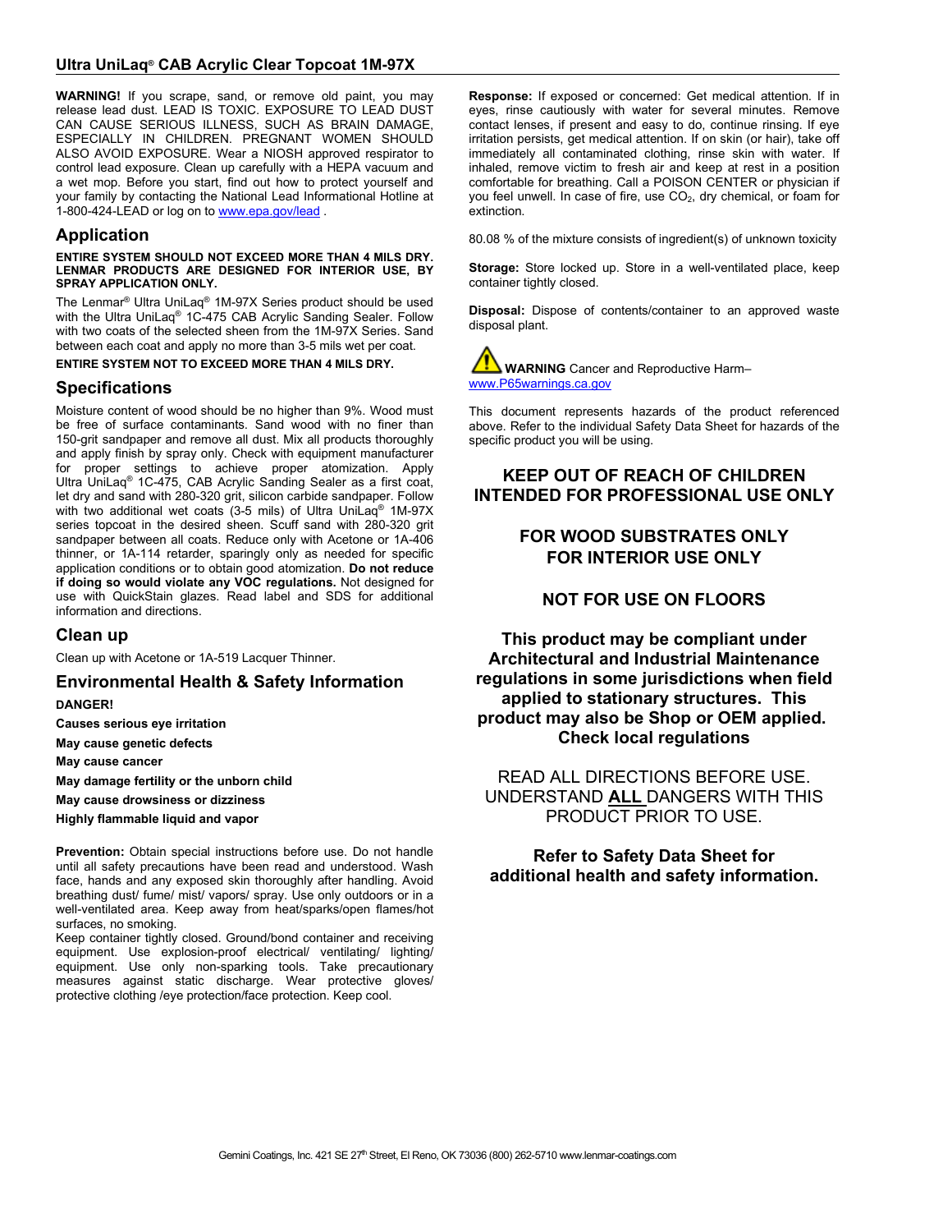## Ultra UniLaq® CAB Acrylic Clear Topcoat 1M-97X

**WARNING!** If you scrape, sand, or remove old paint, you may release lead dust. LEAD IS TOXIC. EXPOSURE TO LEAD DUST CAN CAUSE SERIOUS ILLNESS, SUCH AS BRAIN DAMAGE, ESPECIALLY IN CHILDREN. PREGNANT WOMEN SHOULD ALSO AVOID EXPOSURE. Wear a NIOSH approved respirator to control lead exposure. Clean up carefully with a HEPA vacuum and a wet mop. Before you start, find out how to protect yourself and your family by contacting the National Lead Informational Hotline at 1-800-424-LEAD or log on to www.epa.gov/lead .

## Application

**ENTIRE SYSTEM SHOULD NOT EXCEED MORE THAN 4 MILS DRY. LENMAR PRODUCTS ARE DESIGNED FOR INTERIOR USE, BY SPRAY APPLICATION ONLY.**

The Lenmar® Ultra UniLaq® 1M-97X Series product should be used with the Ultra UniLaq® 1C-475 CAB Acrylic Sanding Sealer. Follow with two coats of the selected sheen from the 1M-97X Series. Sand between each coat and apply no more than 3-5 mils wet per coat.

**ENTIRE SYSTEM NOT TO EXCEED MORE THAN 4 MILS DRY.**

## Specifications

Moisture content of wood should be no higher than 9%. Wood must be free of surface contaminants. Sand wood with no finer than 150-grit sandpaper and remove all dust. Mix all products thoroughly and apply finish by spray only. Check with equipment manufacturer for proper settings to achieve proper atomization. Apply Ultra UniLaq® 1C-475, CAB Acrylic Sanding Sealer as a first coat, let dry and sand with 280-320 grit, silicon carbide sandpaper. Follow with two additional wet coats (3-5 mils) of Ultra UniLaq® 1M-97X series topcoat in the desired sheen. Scuff sand with 280-320 grit sandpaper between all coats. Reduce only with Acetone or 1A-406 thinner, or 1A-114 retarder, sparingly only as needed for specific application conditions or to obtain good atomization. **Do not reduce if doing so would violate any VOC regulations.** Not designed for use with QuickStain glazes. Read label and SDS for additional information and directions.

## Clean up

Clean up with Acetone or 1A-519 Lacquer Thinner.

## Environmental Health & Safety Information

**DANGER!**

**Causes serious eye irritation**

**May cause genetic defects**

**May cause cancer**

**May damage fertility or the unborn child**

**May cause drowsiness or dizziness**

**Highly flammable liquid and vapor**

**Prevention:** Obtain special instructions before use. Do not handle until all safety precautions have been read and understood. Wash face, hands and any exposed skin thoroughly after handling. Avoid breathing dust/ fume/ mist/ vapors/ spray. Use only outdoors or in a well-ventilated area. Keep away from heat/sparks/open flames/hot surfaces, no smoking.
Keep container tightly closed. Ground/bond container and receiving equipment. Use explosion-proof electrical/ ventilating/ lighting/ equipment. Use only non-sparking tools. Take precautionary measures against static discharge. Wear protective gloves/ protective clothing /eye protection/face protection. Keep cool.

**Response:** If exposed or concerned: Get medical attention. If in eyes, rinse cautiously with water for several minutes. Remove contact lenses, if present and easy to do, continue rinsing. If eye irritation persists, get medical attention. If on skin (or hair), take off immediately all contaminated clothing, rinse skin with water. If inhaled, remove victim to fresh air and keep at rest in a position comfortable for breathing. Call a POISON CENTER or physician if you feel unwell. In case of fire, use $CO_2$, dry chemical, or foam for extinction.

80.08 % of the mixture consists of ingredient(s) of unknown toxicity

**Storage:** Store locked up. Store in a well-ventilated place, keep container tightly closed.

**Disposal:** Dispose of contents/container to an approved waste disposal plant.

**WARNING** Cancer and Reproductive Harm– www.P65warnings.ca.gov

This document represents hazards of the product referenced above. Refer to the individual Safety Data Sheet for hazards of the specific product you will be using.

**KEEP OUT OF REACH OF CHILDREN**
**INTENDED FOR PROFESSIONAL USE ONLY**

**FOR WOOD SUBSTRATES ONLY**
**FOR INTERIOR USE ONLY**

**NOT FOR USE ON FLOORS**

**This product may be compliant under Architectural and Industrial Maintenance regulations in some jurisdictions when field applied to stationary structures. This product may also be Shop or OEM applied. Check local regulations**

READ ALL DIRECTIONS BEFORE USE. UNDERSTAND **ALL** DANGERS WITH THIS PRODUCT PRIOR TO USE.

**Refer to Safety Data Sheet for additional health and safety information.**

Gemini Coatings, Inc. 421 SE 27th Street, El Reno, OK 73036 (800) 262-5710 www.lenmar-coatings.com